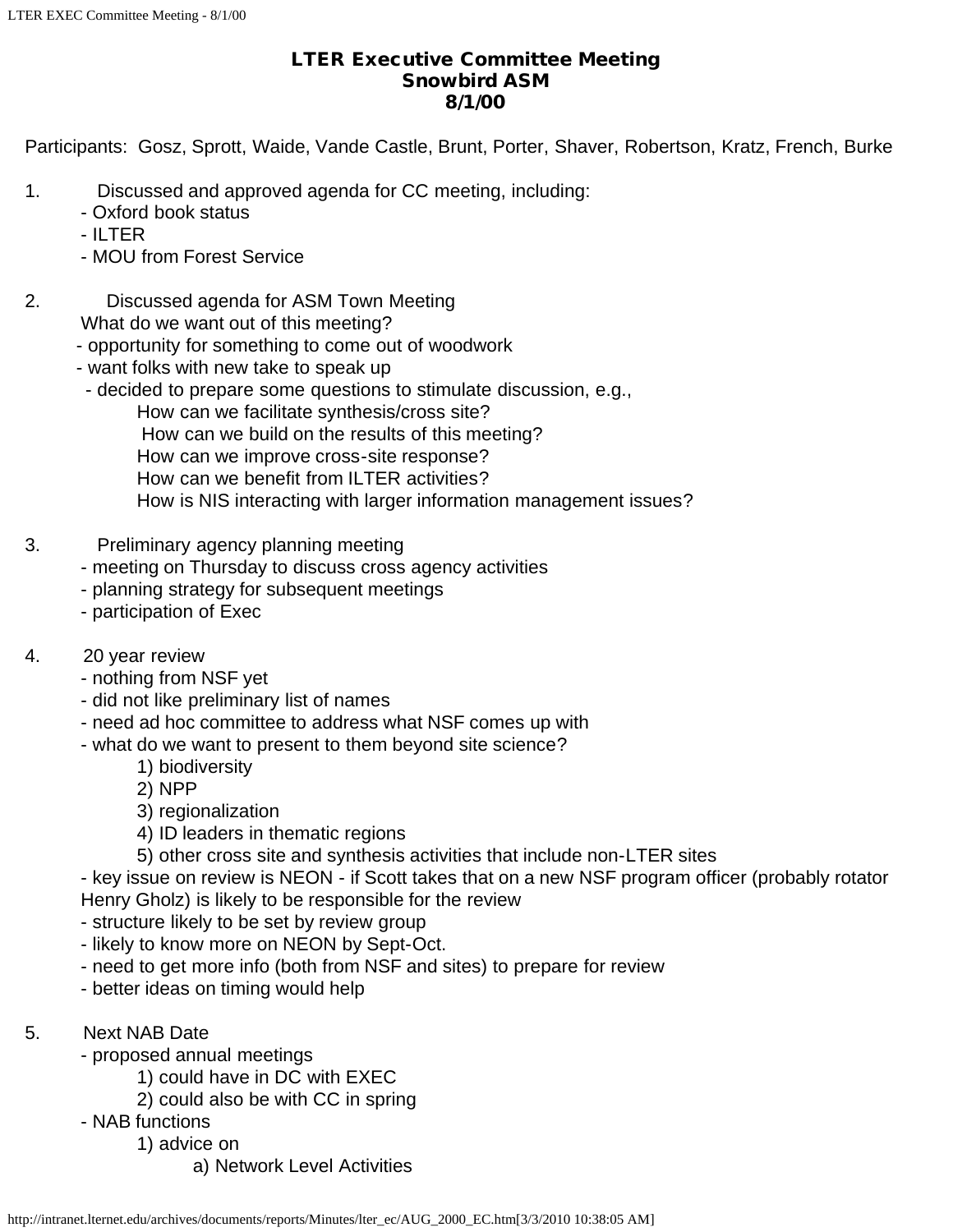# LTER Executive Committee Meeting
## Snowbird ASM
## 8/1/00

Participants: Gosz, Sprott, Waide, Vande Castle, Brunt, Porter, Shaver, Robertson, Kratz, French, Burke

1. Discussed and approved agenda for CC meeting, including:
   - Oxford book status
   - ILTER
   - MOU from Forest Service

2. Discussed agenda for ASM Town Meeting
   What do we want out of this meeting?
   - opportunity for something to come out of woodwork
   - want folks with new take to speak up
   - decided to prepare some questions to stimulate discussion, e.g.,
     - How can we facilitate synthesis/cross site?
     - How can we build on the results of this meeting?
     - How can we improve cross-site response?
     - How can we benefit from ILTER activities?
     - How is NIS interacting with larger information management issues?

3. Preliminary agency planning meeting
   - meeting on Thursday to discuss cross agency activities
   - planning strategy for subsequent meetings
   - participation of Exec

4. 20 year review
   - nothing from NSF yet
   - did not like preliminary list of names
   - need ad hoc committee to address what NSF comes up with
   - what do we want to present to them beyond site science?
     1) biodiversity
     2) NPP
     3) regionalization
     4) ID leaders in thematic regions
     5) other cross site and synthesis activities that include non-LTER sites
   - key issue on review is NEON - if Scott takes that on a new NSF program officer (probably rotator Henry Gholz) is likely to be responsible for the review
   - structure likely to be set by review group
   - likely to know more on NEON by Sept-Oct.
   - need to get more info (both from NSF and sites) to prepare for review
   - better ideas on timing would help

5. Next NAB Date
   - proposed annual meetings
     1) could have in DC with EXEC
     2) could also be with CC in spring
   - NAB functions
     1) advice on
        a) Network Level Activities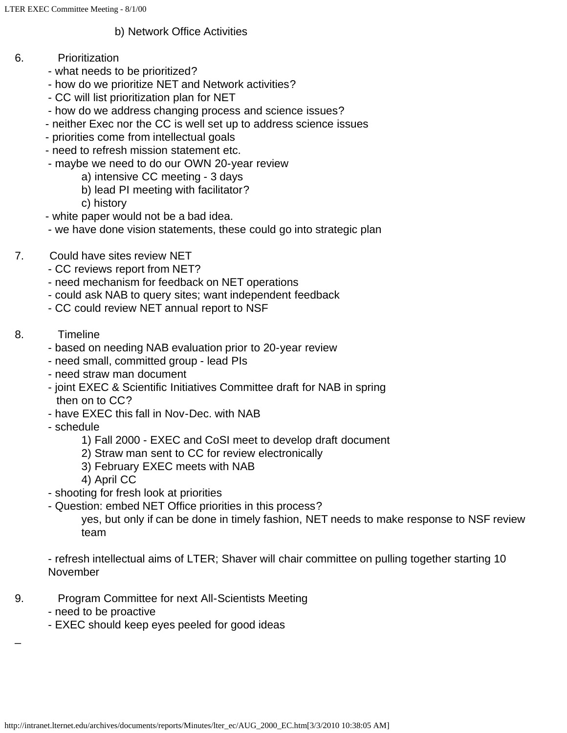b) Network Office Activities

6. Prioritization
   - what needs to be prioritized?
   - how do we prioritize NET and Network activities?
   - CC will list prioritization plan for NET
   - how do we address changing process and science issues?
   - neither Exec nor the CC is well set up to address science issues
   - priorities come from intellectual goals
   - need to refresh mission statement etc.
   - maybe we need to do our OWN 20-year review
     a) intensive CC meeting - 3 days
     b) lead PI meeting with facilitator?
     c) history
   - white paper would not be a bad idea.
   - we have done vision statements, these could go into strategic plan

7. Could have sites review NET
   - CC reviews report from NET?
   - need mechanism for feedback on NET operations
   - could ask NAB to query sites; want independent feedback
   - CC could review NET annual report to NSF

8. Timeline
   - based on needing NAB evaluation prior to 20-year review
   - need small, committed group - lead PIs
   - need straw man document
   - joint EXEC & Scientific Initiatives Committee draft for NAB in spring then on to CC?
   - have EXEC this fall in Nov-Dec. with NAB
   - schedule
     1) Fall 2000 - EXEC and CoSI meet to develop draft document
     2) Straw man sent to CC for review electronically
     3) February EXEC meets with NAB
     4) April CC
   - shooting for fresh look at priorities
   - Question: embed NET Office priorities in this process?
     yes, but only if can be done in timely fashion, NET needs to make response to NSF review team

   - refresh intellectual aims of LTER; Shaver will chair committee on pulling together starting 10 November

9. Program Committee for next All-Scientists Meeting
   - need to be proactive
   - EXEC should keep eyes peeled for good ideas

_